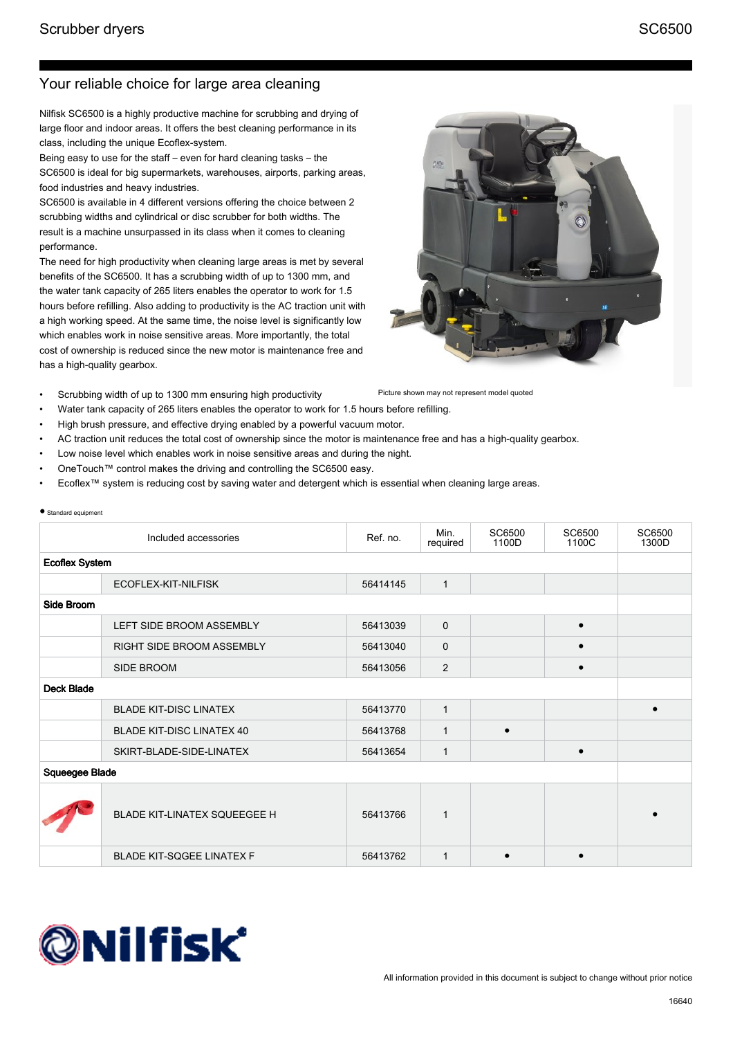Scrubber dryers

SC6500

## Your reliable choice for large area cleaning

Nilfisk SC6500 is a highly productive machine for scrubbing and drying of large floor and indoor areas. It offers the best cleaning performance in its class, including the unique Ecoflex-system.
Being easy to use for the staff – even for hard cleaning tasks – the SC6500 is ideal for big supermarkets, warehouses, airports, parking areas, food industries and heavy industries.
SC6500 is available in 4 different versions offering the choice between 2 scrubbing widths and cylindrical or disc scrubber for both widths. The result is a machine unsurpassed in its class when it comes to cleaning performance.
The need for high productivity when cleaning large areas is met by several benefits of the SC6500. It has a scrubbing width of up to 1300 mm, and the water tank capacity of 265 liters enables the operator to work for 1.5 hours before refilling. Also adding to productivity is the AC traction unit with a high working speed. At the same time, the noise level is significantly low which enables work in noise sensitive areas. More importantly, the total cost of ownership is reduced since the new motor is maintenance free and has a high-quality gearbox.

Picture shown may not represent model quoted

- Scrubbing width of up to 1300 mm ensuring high productivity
- Water tank capacity of 265 liters enables the operator to work for 1.5 hours before refilling.
- High brush pressure, and effective drying enabled by a powerful vacuum motor.
- AC traction unit reduces the total cost of ownership since the motor is maintenance free and has a high-quality gearbox.
- Low noise level which enables work in noise sensitive areas and during the night.
- OneTouch™ control makes the driving and controlling the SC6500 easy.
- Ecoflex™ system is reducing cost by saving water and detergent which is essential when cleaning large areas.

● Standard equipment

| Included accessories | | Ref. no. | Min. required | SC6500 1100D | SC6500 1100C | SC6500 1300D |
|---|---|---|---|---|---|---|
| **Ecoflex System** | | | | | | |
| | ECOFLEX-KIT-NILFISK | 56414145 | 1 | | | |
| **Side Broom** | | | | | | |
| | LEFT SIDE BROOM ASSEMBLY | 56413039 | 0 | | ● | |
| | RIGHT SIDE BROOM ASSEMBLY | 56413040 | 0 | | ● | |
| | SIDE BROOM | 56413056 | 2 | | ● | |
| **Deck Blade** | | | | | | |
| | BLADE KIT-DISC LINATEX | 56413770 | 1 | | | ● |
| | BLADE KIT-DISC LINATEX 40 | 56413768 | 1 | ● | | |
| | SKIRT-BLADE-SIDE-LINATEX | 56413654 | 1 | | ● | |
| **Squeegee Blade** | | | | | | |
| | BLADE KIT-LINATEX SQUEEGEE H | 56413766 | 1 | | | ● |
| | BLADE KIT-SQGEE LINATEX F | 56413762 | 1 | ● | ● | |

All information provided in this document is subject to change without prior notice

16640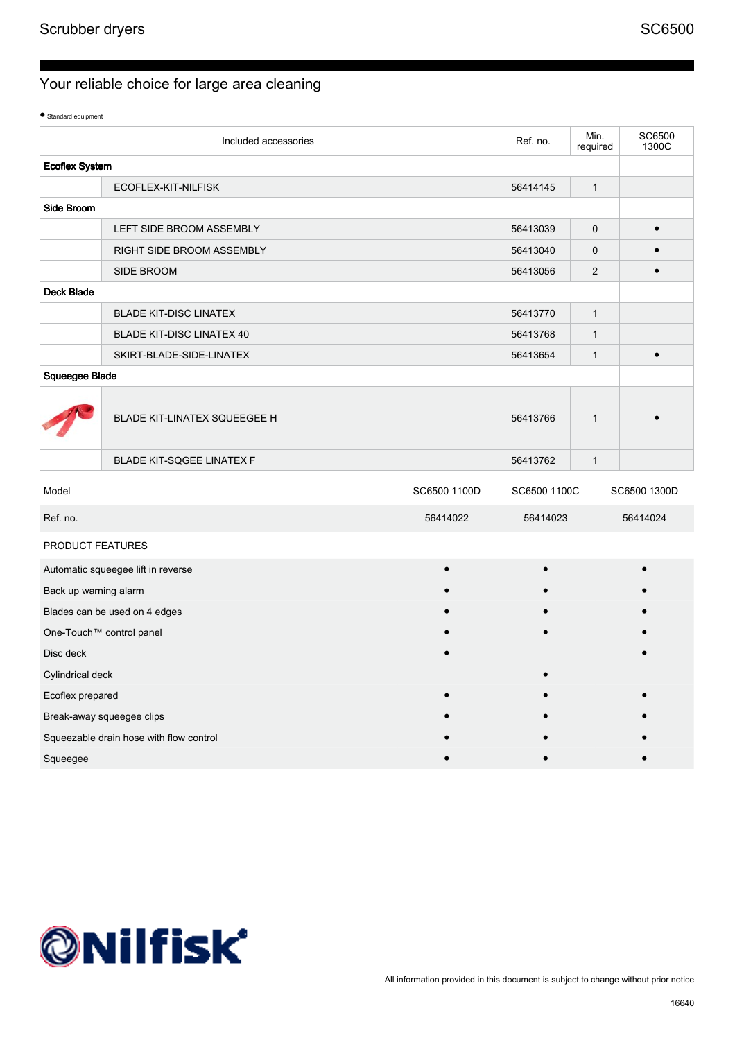Scrubber dryers

SC6500

## Your reliable choice for large area cleaning

● Standard equipment

| | Included accessories | Ref. no. | Min. required | SC6500 1300C |
|---|---|---|---|---|
| **Ecoflex System** | | | | |
| | ECOFLEX-KIT-NILFISK | 56414145 | 1 | |
| **Side Broom** | | | | |
| | LEFT SIDE BROOM ASSEMBLY | 56413039 | 0 | ● |
| | RIGHT SIDE BROOM ASSEMBLY | 56413040 | 0 | ● |
| | SIDE BROOM | 56413056 | 2 | ● |
| **Deck Blade** | | | | |
| | BLADE KIT-DISC LINATEX | 56413770 | 1 | |
| | BLADE KIT-DISC LINATEX 40 | 56413768 | 1 | |
| | SKIRT-BLADE-SIDE-LINATEX | 56413654 | 1 | ● |
| **Squeegee Blade** | | | | |
| | BLADE KIT-LINATEX SQUEEGEE H | 56413766 | 1 | ● |
| | BLADE KIT-SQGEE LINATEX F | 56413762 | 1 | |

| Model | SC6500 1100D | SC6500 1100C | SC6500 1300D |
|---|---|---|---|
| Ref. no. | 56414022 | 56414023 | 56414024 |
| PRODUCT FEATURES | | | |
| Automatic squeegee lift in reverse | ● | ● | ● |
| Back up warning alarm | ● | ● | ● |
| Blades can be used on 4 edges | ● | ● | ● |
| One-Touch™ control panel | ● | ● | ● |
| Disc deck | ● | | ● |
| Cylindrical deck | | ● | |
| Ecoflex prepared | ● | ● | ● |
| Break-away squeegee clips | ● | ● | ● |
| Squeezable drain hose with flow control | ● | ● | ● |
| Squeegee | ● | ● | ● |

All information provided in this document is subject to change without prior notice

16640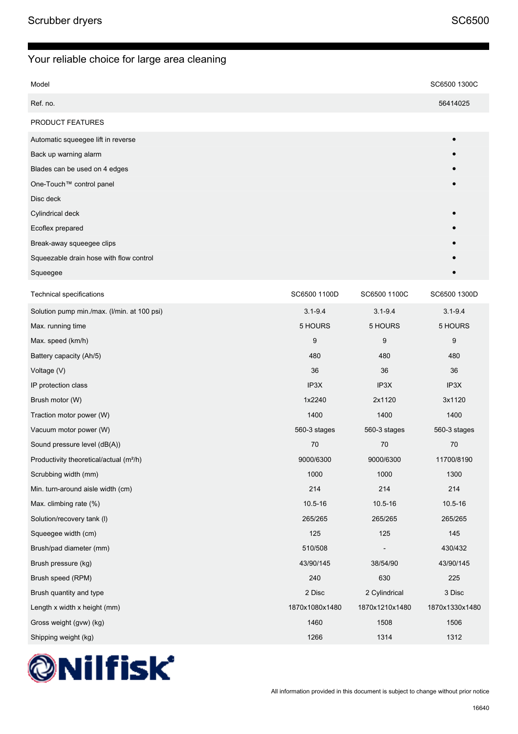Scrubber dryers

SC6500

## Your reliable choice for large area cleaning

| Model | SC6500 1300C |
|---|---|
| Ref. no. | 56414025 |
| PRODUCT FEATURES | |
| Automatic squeegee lift in reverse | • |
| Back up warning alarm | • |
| Blades can be used on 4 edges | • |
| One-Touch™ control panel | • |
| Disc deck | |
| Cylindrical deck | • |
| Ecoflex prepared | • |
| Break-away squeegee clips | • |
| Squeezable drain hose with flow control | • |
| Squeegee | • |

| Technical specifications | SC6500 1100D | SC6500 1100C | SC6500 1300D |
|---|---|---|---|
| Solution pump min./max. (l/min. at 100 psi) | 3.1-9.4 | 3.1-9.4 | 3.1-9.4 |
| Max. running time | 5 HOURS | 5 HOURS | 5 HOURS |
| Max. speed (km/h) | 9 | 9 | 9 |
| Battery capacity (Ah/5) | 480 | 480 | 480 |
| Voltage (V) | 36 | 36 | 36 |
| IP protection class | IP3X | IP3X | IP3X |
| Brush motor (W) | 1x2240 | 2x1120 | 3x1120 |
| Traction motor power (W) | 1400 | 1400 | 1400 |
| Vacuum motor power (W) | 560-3 stages | 560-3 stages | 560-3 stages |
| Sound pressure level (dB(A)) | 70 | 70 | 70 |
| Productivity theoretical/actual (m²/h) | 9000/6300 | 9000/6300 | 11700/8190 |
| Scrubbing width (mm) | 1000 | 1000 | 1300 |
| Min. turn-around aisle width (cm) | 214 | 214 | 214 |
| Max. climbing rate (%) | 10.5-16 | 10.5-16 | 10.5-16 |
| Solution/recovery tank (l) | 265/265 | 265/265 | 265/265 |
| Squeegee width (cm) | 125 | 125 | 145 |
| Brush/pad diameter (mm) | 510/508 | - | 430/432 |
| Brush pressure (kg) | 43/90/145 | 38/54/90 | 43/90/145 |
| Brush speed (RPM) | 240 | 630 | 225 |
| Brush quantity and type | 2 Disc | 2 Cylindrical | 3 Disc |
| Length x width x height (mm) | 1870x1080x1480 | 1870x1210x1480 | 1870x1330x1480 |
| Gross weight (gvw) (kg) | 1460 | 1508 | 1506 |
| Shipping weight (kg) | 1266 | 1314 | 1312 |

Nilfisk

All information provided in this document is subject to change without prior notice

16640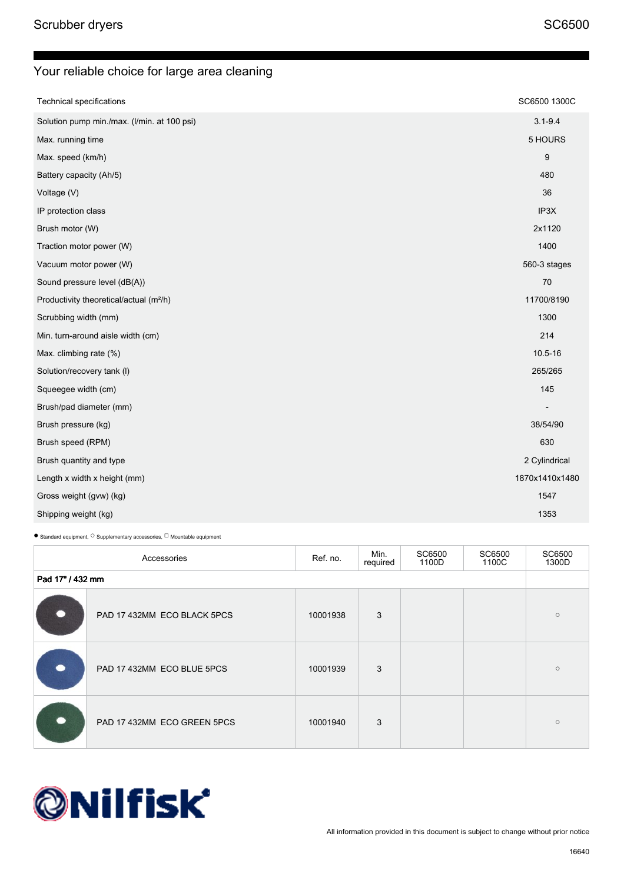Scrubber dryers

SC6500

## Your reliable choice for large area cleaning

| Technical specifications | SC6500 1300C |
|---|---|
| Solution pump min./max. (l/min. at 100 psi) | 3.1-9.4 |
| Max. running time | 5 HOURS |
| Max. speed (km/h) | 9 |
| Battery capacity (Ah/5) | 480 |
| Voltage (V) | 36 |
| IP protection class | IP3X |
| Brush motor (W) | 2x1120 |
| Traction motor power (W) | 1400 |
| Vacuum motor power (W) | 560-3 stages |
| Sound pressure level (dB(A)) | 70 |
| Productivity theoretical/actual (m²/h) | 11700/8190 |
| Scrubbing width (mm) | 1300 |
| Min. turn-around aisle width (cm) | 214 |
| Max. climbing rate (%) | 10.5-16 |
| Solution/recovery tank (l) | 265/265 |
| Squeegee width (cm) | 145 |
| Brush/pad diameter (mm) | - |
| Brush pressure (kg) | 38/54/90 |
| Brush speed (RPM) | 630 |
| Brush quantity and type | 2 Cylindrical |
| Length x width x height (mm) | 1870x1410x1480 |
| Gross weight (gvw) (kg) | 1547 |
| Shipping weight (kg) | 1353 |

● Standard equipment, ○ Supplementary accessories, □ Mountable equipment

| Accessories | | Ref. no. | Min. required | SC6500 1100D | SC6500 1100C | SC6500 1300D |
|---|---|---|---|---|---|---|
| **Pad 17" / 432 mm** | | | | | | |
| | PAD 17 432MM ECO BLACK 5PCS | 10001938 | 3 | | | ○ |
| | PAD 17 432MM ECO BLUE 5PCS | 10001939 | 3 | | | ○ |
| | PAD 17 432MM ECO GREEN 5PCS | 10001940 | 3 | | | ○ |

Nilfisk

All information provided in this document is subject to change without prior notice

16640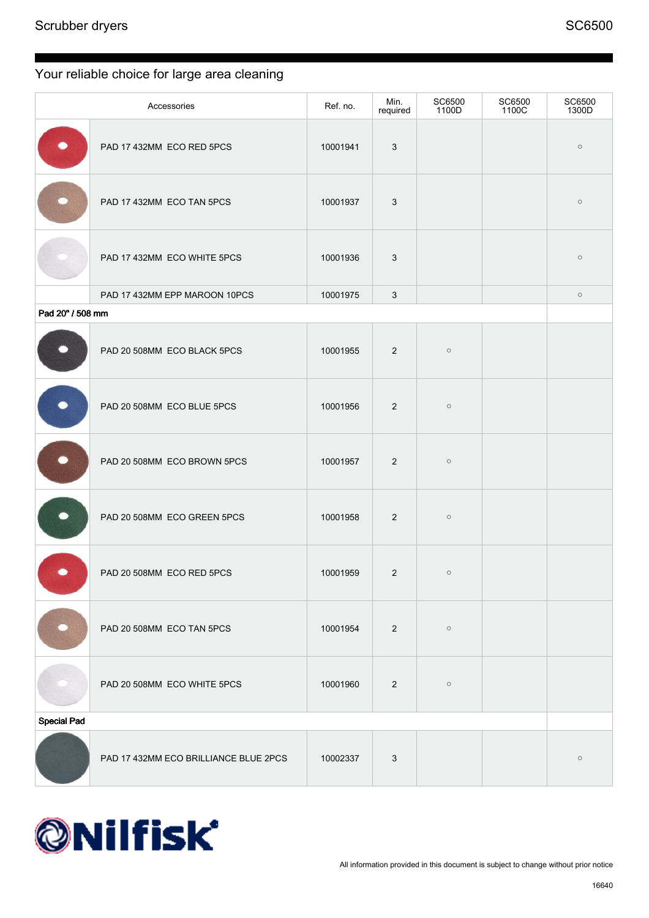## Your reliable choice for large area cleaning

| | Accessories | Ref. no. | Min. required | SC6500 1100D | SC6500 1100C | SC6500 1300D |
|---|---|---|---|---|---|---|
| | PAD 17 432MM  ECO RED 5PCS | 10001941 | 3 | | | ○ |
| | PAD 17 432MM  ECO TAN 5PCS | 10001937 | 3 | | | ○ |
| | PAD 17 432MM  ECO WHITE 5PCS | 10001936 | 3 | | | ○ |
| | PAD 17 432MM EPP MAROON 10PCS | 10001975 | 3 | | | ○ |
| **Pad 20" / 508 mm** | | | | | | |
| | PAD 20 508MM  ECO BLACK 5PCS | 10001955 | 2 | ○ | | |
| | PAD 20 508MM  ECO BLUE 5PCS | 10001956 | 2 | ○ | | |
| | PAD 20 508MM  ECO BROWN 5PCS | 10001957 | 2 | ○ | | |
| | PAD 20 508MM  ECO GREEN 5PCS | 10001958 | 2 | ○ | | |
| | PAD 20 508MM  ECO RED 5PCS | 10001959 | 2 | ○ | | |
| | PAD 20 508MM  ECO TAN 5PCS | 10001954 | 2 | ○ | | |
| | PAD 20 508MM  ECO WHITE 5PCS | 10001960 | 2 | ○ | | |
| **Special Pad** | | | | | | |
| | PAD 17 432MM ECO BRILLIANCE BLUE 2PCS | 10002337 | 3 | | | ○ |

All information provided in this document is subject to change without prior notice

16640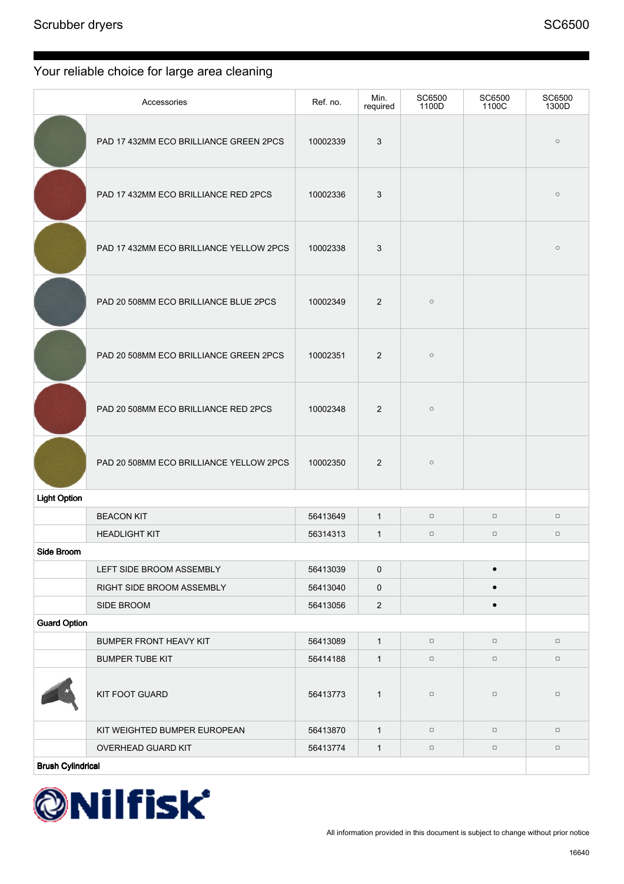## Your reliable choice for large area cleaning

| | Accessories | Ref. no. | Min. required | SC6500 1100D | SC6500 1100C | SC6500 1300D |
|---|---|---|---|---|---|---|
| | PAD 17 432MM ECO BRILLIANCE GREEN 2PCS | 10002339 | 3 | | | ○ |
| | PAD 17 432MM ECO BRILLIANCE RED 2PCS | 10002336 | 3 | | | ○ |
| | PAD 17 432MM ECO BRILLIANCE YELLOW 2PCS | 10002338 | 3 | | | ○ |
| | PAD 20 508MM ECO BRILLIANCE BLUE 2PCS | 10002349 | 2 | ○ | | |
| | PAD 20 508MM ECO BRILLIANCE GREEN 2PCS | 10002351 | 2 | ○ | | |
| | PAD 20 508MM ECO BRILLIANCE RED 2PCS | 10002348 | 2 | ○ | | |
| | PAD 20 508MM ECO BRILLIANCE YELLOW 2PCS | 10002350 | 2 | ○ | | |
| **Light Option** | | | | | | |
| | BEACON KIT | 56413649 | 1 | □ | □ | □ |
| | HEADLIGHT KIT | 56314313 | 1 | □ | □ | □ |
| **Side Broom** | | | | | | |
| | LEFT SIDE BROOM ASSEMBLY | 56413039 | 0 | | ● | |
| | RIGHT SIDE BROOM ASSEMBLY | 56413040 | 0 | | ● | |
| | SIDE BROOM | 56413056 | 2 | | ● | |
| **Guard Option** | | | | | | |
| | BUMPER FRONT HEAVY KIT | 56413089 | 1 | □ | □ | □ |
| | BUMPER TUBE KIT | 56414188 | 1 | □ | □ | □ |
| | KIT FOOT GUARD | 56413773 | 1 | □ | □ | □ |
| | KIT WEIGHTED BUMPER EUROPEAN | 56413870 | 1 | □ | □ | □ |
| | OVERHEAD GUARD KIT | 56413774 | 1 | □ | □ | □ |
| **Brush Cylindrical** | | | | | | |

All information provided in this document is subject to change without prior notice

16640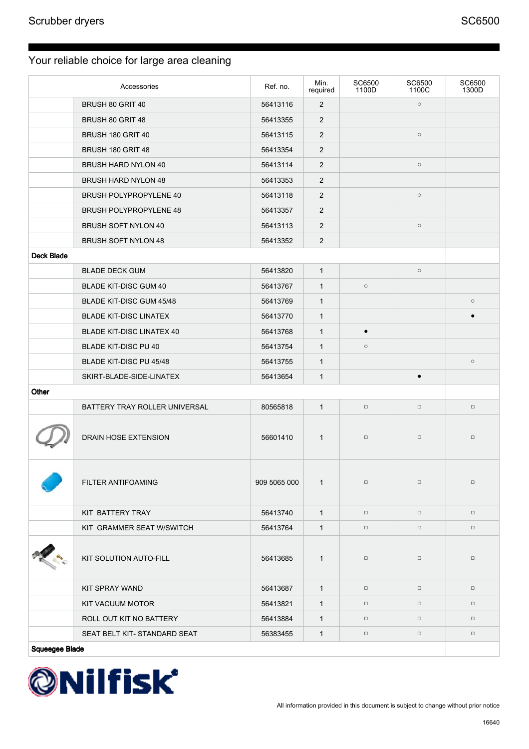## Your reliable choice for large area cleaning

| | Accessories | Ref. no. | Min. required | SC6500 1100D | SC6500 1100C | SC6500 1300D |
|---|---|---|---|---|---|---|
| | BRUSH 80 GRIT 40 | 56413116 | 2 | | ○ | |
| | BRUSH 80 GRIT 48 | 56413355 | 2 | | | |
| | BRUSH 180 GRIT 40 | 56413115 | 2 | | ○ | |
| | BRUSH 180 GRIT 48 | 56413354 | 2 | | | |
| | BRUSH HARD NYLON 40 | 56413114 | 2 | | ○ | |
| | BRUSH HARD NYLON 48 | 56413353 | 2 | | | |
| | BRUSH POLYPROPYLENE 40 | 56413118 | 2 | | ○ | |
| | BRUSH POLYPROPYLENE 48 | 56413357 | 2 | | | |
| | BRUSH SOFT NYLON 40 | 56413113 | 2 | | ○ | |
| | BRUSH SOFT NYLON 48 | 56413352 | 2 | | | |
| **Deck Blade** | | | | | | |
| | BLADE DECK GUM | 56413820 | 1 | | ○ | |
| | BLADE KIT-DISC GUM 40 | 56413767 | 1 | ○ | | |
| | BLADE KIT-DISC GUM 45/48 | 56413769 | 1 | | | ○ |
| | BLADE KIT-DISC LINATEX | 56413770 | 1 | | | ● |
| | BLADE KIT-DISC LINATEX 40 | 56413768 | 1 | ● | | |
| | BLADE KIT-DISC PU 40 | 56413754 | 1 | ○ | | |
| | BLADE KIT-DISC PU 45/48 | 56413755 | 1 | | | ○ |
| | SKIRT-BLADE-SIDE-LINATEX | 56413654 | 1 | | ● | |
| **Other** | | | | | | |
| | BATTERY TRAY ROLLER UNIVERSAL | 80565818 | 1 | □ | □ | □ |
| | DRAIN HOSE EXTENSION | 56601410 | 1 | □ | □ | □ |
| | FILTER ANTIFOAMING | 909 5065 000 | 1 | □ | □ | □ |
| | KIT BATTERY TRAY | 56413740 | 1 | □ | □ | □ |
| | KIT GRAMMER SEAT W/SWITCH | 56413764 | 1 | □ | □ | □ |
| | KIT SOLUTION AUTO-FILL | 56413685 | 1 | □ | □ | □ |
| | KIT SPRAY WAND | 56413687 | 1 | □ | □ | □ |
| | KIT VACUUM MOTOR | 56413821 | 1 | □ | □ | □ |
| | ROLL OUT KIT NO BATTERY | 56413884 | 1 | □ | □ | □ |
| | SEAT BELT KIT- STANDARD SEAT | 56383455 | 1 | □ | □ | □ |
| **Squeegee Blade** | | | | | | |

All information provided in this document is subject to change without prior notice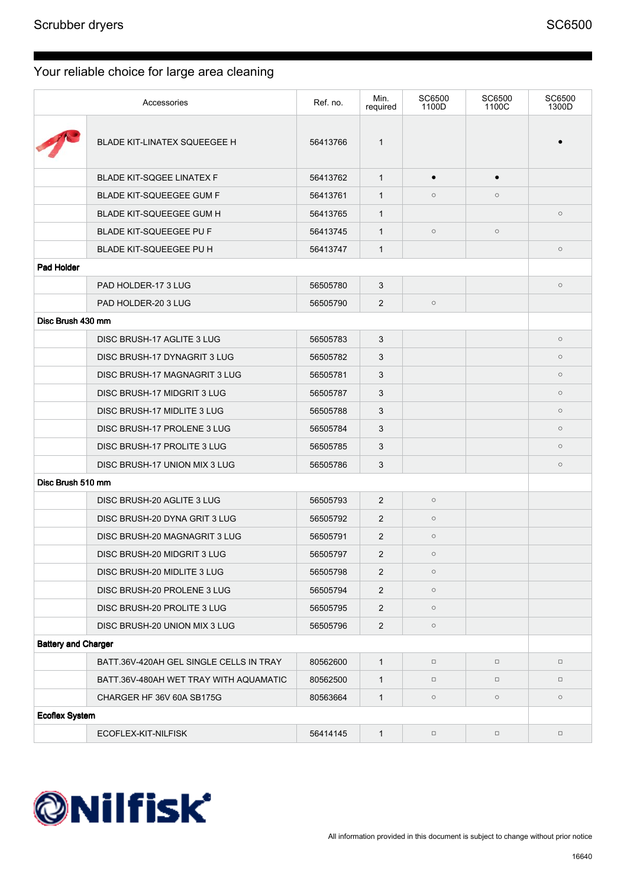# Your reliable choice for large area cleaning

| | Accessories | Ref. no. | Min. required | SC6500 1100D | SC6500 1100C | SC6500 1300D |
|---|---|---|---|---|---|---|
| | BLADE KIT-LINATEX SQUEEGEE H | 56413766 | 1 | | | • |
| | BLADE KIT-SQGEE LINATEX F | 56413762 | 1 | • | • | |
| | BLADE KIT-SQUEEGEE GUM F | 56413761 | 1 | ○ | ○ | |
| | BLADE KIT-SQUEEGEE GUM H | 56413765 | 1 | | | ○ |
| | BLADE KIT-SQUEEGEE PU F | 56413745 | 1 | ○ | ○ | |
| | BLADE KIT-SQUEEGEE PU H | 56413747 | 1 | | | ○ |
| **Pad Holder** | | | | | | |
| | PAD HOLDER-17 3 LUG | 56505780 | 3 | | | ○ |
| | PAD HOLDER-20 3 LUG | 56505790 | 2 | ○ | | |
| **Disc Brush 430 mm** | | | | | | |
| | DISC BRUSH-17 AGLITE 3 LUG | 56505783 | 3 | | | ○ |
| | DISC BRUSH-17 DYNAGRIT 3 LUG | 56505782 | 3 | | | ○ |
| | DISC BRUSH-17 MAGNAGRIT 3 LUG | 56505781 | 3 | | | ○ |
| | DISC BRUSH-17 MIDGRIT 3 LUG | 56505787 | 3 | | | ○ |
| | DISC BRUSH-17 MIDLITE 3 LUG | 56505788 | 3 | | | ○ |
| | DISC BRUSH-17 PROLENE 3 LUG | 56505784 | 3 | | | ○ |
| | DISC BRUSH-17 PROLITE 3 LUG | 56505785 | 3 | | | ○ |
| | DISC BRUSH-17 UNION MIX 3 LUG | 56505786 | 3 | | | ○ |
| **Disc Brush 510 mm** | | | | | | |
| | DISC BRUSH-20 AGLITE 3 LUG | 56505793 | 2 | ○ | | |
| | DISC BRUSH-20 DYNA GRIT 3 LUG | 56505792 | 2 | ○ | | |
| | DISC BRUSH-20 MAGNAGRIT 3 LUG | 56505791 | 2 | ○ | | |
| | DISC BRUSH-20 MIDGRIT 3 LUG | 56505797 | 2 | ○ | | |
| | DISC BRUSH-20 MIDLITE 3 LUG | 56505798 | 2 | ○ | | |
| | DISC BRUSH-20 PROLENE 3 LUG | 56505794 | 2 | ○ | | |
| | DISC BRUSH-20 PROLITE 3 LUG | 56505795 | 2 | ○ | | |
| | DISC BRUSH-20 UNION MIX 3 LUG | 56505796 | 2 | ○ | | |
| **Battery and Charger** | | | | | | |
| | BATT.36V-420AH GEL SINGLE CELLS IN TRAY | 80562600 | 1 | □ | □ | □ |
| | BATT.36V-480AH WET TRAY WITH AQUAMATIC | 80562500 | 1 | □ | □ | □ |
| | CHARGER HF 36V 60A SB175G | 80563664 | 1 | ○ | ○ | ○ |
| **Ecoflex System** | | | | | | |
| | ECOFLEX-KIT-NILFISK | 56414145 | 1 | □ | □ | □ |

All information provided in this document is subject to change without prior notice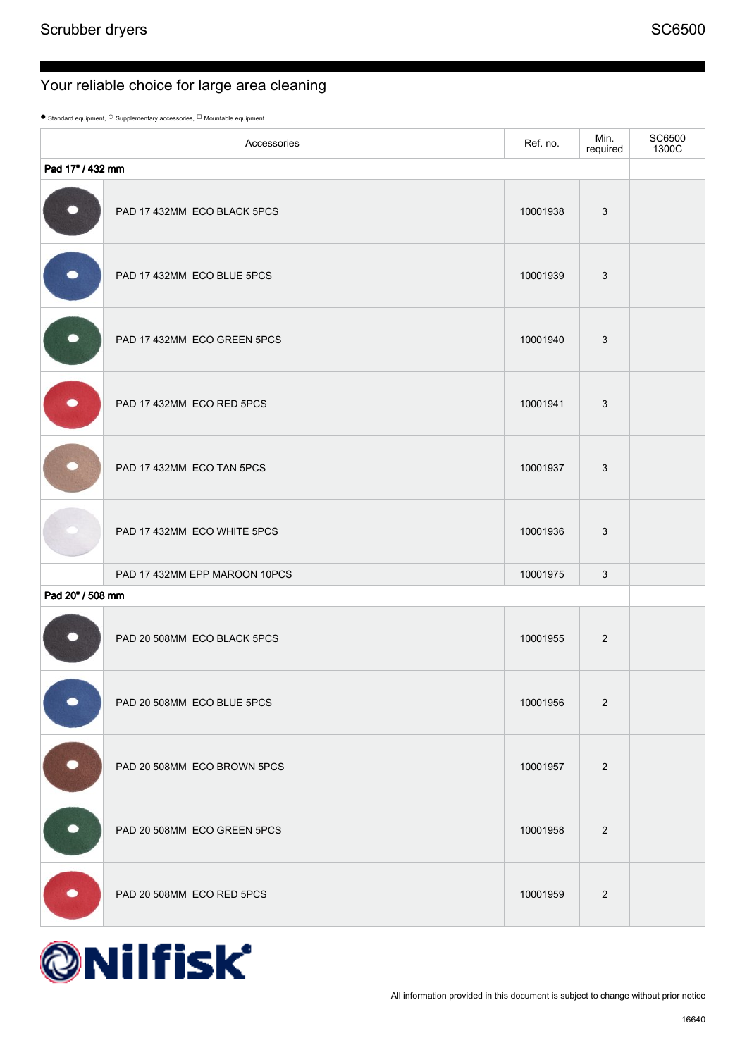## Your reliable choice for large area cleaning

● Standard equipment, ○ Supplementary accessories, ☐ Mountable equipment

| | Accessories | Ref. no. | Min. required | SC6500 1300C |
|---|---|---|---|---|
| **Pad 17" / 432 mm** | | | | |
| | PAD 17 432MM ECO BLACK 5PCS | 10001938 | 3 | |
| | PAD 17 432MM ECO BLUE 5PCS | 10001939 | 3 | |
| | PAD 17 432MM ECO GREEN 5PCS | 10001940 | 3 | |
| | PAD 17 432MM ECO RED 5PCS | 10001941 | 3 | |
| | PAD 17 432MM ECO TAN 5PCS | 10001937 | 3 | |
| | PAD 17 432MM ECO WHITE 5PCS | 10001936 | 3 | |
| | PAD 17 432MM EPP MAROON 10PCS | 10001975 | 3 | |
| **Pad 20" / 508 mm** | | | | |
| | PAD 20 508MM ECO BLACK 5PCS | 10001955 | 2 | |
| | PAD 20 508MM ECO BLUE 5PCS | 10001956 | 2 | |
| | PAD 20 508MM ECO BROWN 5PCS | 10001957 | 2 | |
| | PAD 20 508MM ECO GREEN 5PCS | 10001958 | 2 | |
| | PAD 20 508MM ECO RED 5PCS | 10001959 | 2 | |

All information provided in this document is subject to change without prior notice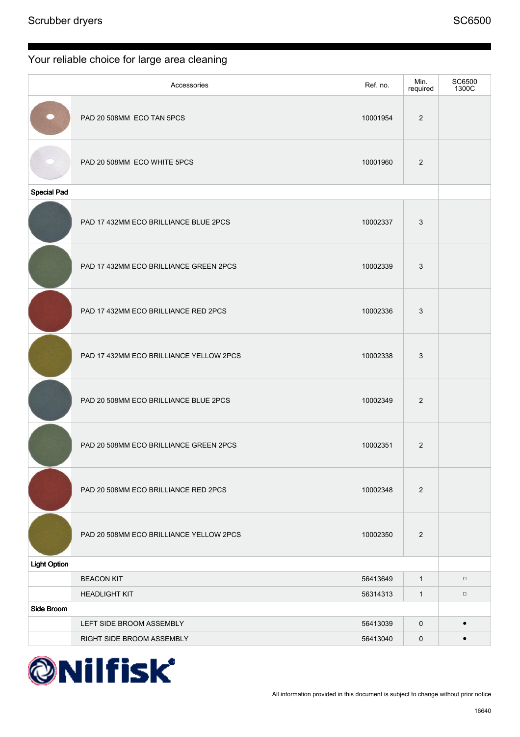Scrubber dryers SC6500

## Your reliable choice for large area cleaning

| | Accessories | Ref. no. | Min. required | SC6500 1300C |
|---|---|---|---|---|
| | PAD 20 508MM ECO TAN 5PCS | 10001954 | 2 | |
| | PAD 20 508MM ECO WHITE 5PCS | 10001960 | 2 | |
| **Special Pad** | | | | |
| | PAD 17 432MM ECO BRILLIANCE BLUE 2PCS | 10002337 | 3 | |
| | PAD 17 432MM ECO BRILLIANCE GREEN 2PCS | 10002339 | 3 | |
| | PAD 17 432MM ECO BRILLIANCE RED 2PCS | 10002336 | 3 | |
| | PAD 17 432MM ECO BRILLIANCE YELLOW 2PCS | 10002338 | 3 | |
| | PAD 20 508MM ECO BRILLIANCE BLUE 2PCS | 10002349 | 2 | |
| | PAD 20 508MM ECO BRILLIANCE GREEN 2PCS | 10002351 | 2 | |
| | PAD 20 508MM ECO BRILLIANCE RED 2PCS | 10002348 | 2 | |
| | PAD 20 508MM ECO BRILLIANCE YELLOW 2PCS | 10002350 | 2 | |
| **Light Option** | | | | |
| | BEACON KIT | 56413649 | 1 | □ |
| | HEADLIGHT KIT | 56314313 | 1 | □ |
| **Side Broom** | | | | |
| | LEFT SIDE BROOM ASSEMBLY | 56413039 | 0 | • |
| | RIGHT SIDE BROOM ASSEMBLY | 56413040 | 0 | • |

Nilfisk

All information provided in this document is subject to change without prior notice

16640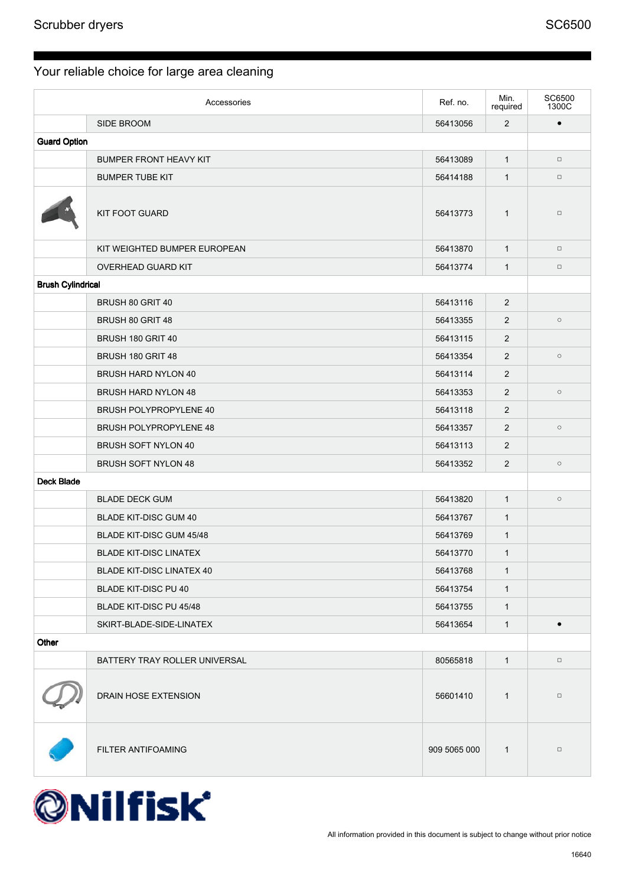# Scrubber dryers

## SC6500

### Your reliable choice for large area cleaning

| | Accessories | Ref. no. | Min. required | SC6500 1300C |
|---|---|---|---|---|
| | SIDE BROOM | 56413056 | 2 | • |
| **Guard Option** | | | | |
| | BUMPER FRONT HEAVY KIT | 56413089 | 1 | □ |
| | BUMPER TUBE KIT | 56414188 | 1 | □ |
| | KIT FOOT GUARD | 56413773 | 1 | □ |
| | KIT WEIGHTED BUMPER EUROPEAN | 56413870 | 1 | □ |
| | OVERHEAD GUARD KIT | 56413774 | 1 | □ |
| **Brush Cylindrical** | | | | |
| | BRUSH 80 GRIT 40 | 56413116 | 2 | |
| | BRUSH 80 GRIT 48 | 56413355 | 2 | ○ |
| | BRUSH 180 GRIT 40 | 56413115 | 2 | |
| | BRUSH 180 GRIT 48 | 56413354 | 2 | ○ |
| | BRUSH HARD NYLON 40 | 56413114 | 2 | |
| | BRUSH HARD NYLON 48 | 56413353 | 2 | ○ |
| | BRUSH POLYPROPYLENE 40 | 56413118 | 2 | |
| | BRUSH POLYPROPYLENE 48 | 56413357 | 2 | ○ |
| | BRUSH SOFT NYLON 40 | 56413113 | 2 | |
| | BRUSH SOFT NYLON 48 | 56413352 | 2 | ○ |
| **Deck Blade** | | | | |
| | BLADE DECK GUM | 56413820 | 1 | ○ |
| | BLADE KIT-DISC GUM 40 | 56413767 | 1 | |
| | BLADE KIT-DISC GUM 45/48 | 56413769 | 1 | |
| | BLADE KIT-DISC LINATEX | 56413770 | 1 | |
| | BLADE KIT-DISC LINATEX 40 | 56413768 | 1 | |
| | BLADE KIT-DISC PU 40 | 56413754 | 1 | |
| | BLADE KIT-DISC PU 45/48 | 56413755 | 1 | |
| | SKIRT-BLADE-SIDE-LINATEX | 56413654 | 1 | • |
| **Other** | | | | |
| | BATTERY TRAY ROLLER UNIVERSAL | 80565818 | 1 | □ |
| | DRAIN HOSE EXTENSION | 56601410 | 1 | □ |
| | FILTER ANTIFOAMING | 909 5065 000 | 1 | □ |

All information provided in this document is subject to change without prior notice

16640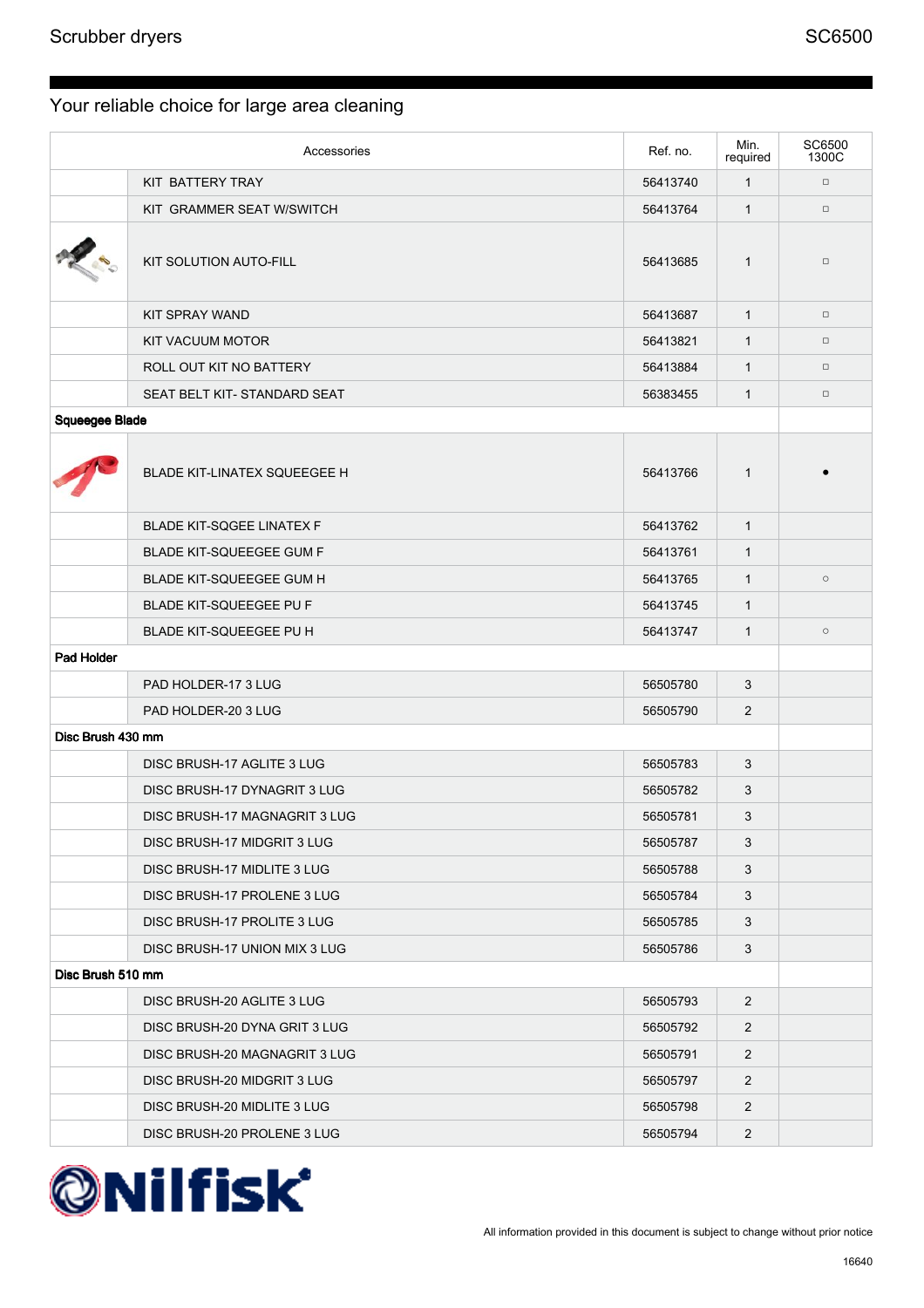Your reliable choice for large area cleaning

| | Accessories | Ref. no. | Min. required | SC6500 1300C |
|---|---|---|---|---|
| | KIT BATTERY TRAY | 56413740 | 1 | □ |
| | KIT GRAMMER SEAT W/SWITCH | 56413764 | 1 | □ |
| | KIT SOLUTION AUTO-FILL | 56413685 | 1 | □ |
| | KIT SPRAY WAND | 56413687 | 1 | □ |
| | KIT VACUUM MOTOR | 56413821 | 1 | □ |
| | ROLL OUT KIT NO BATTERY | 56413884 | 1 | □ |
| | SEAT BELT KIT- STANDARD SEAT | 56383455 | 1 | □ |
| **Squeegee Blade** | | | | |
| | BLADE KIT-LINATEX SQUEEGEE H | 56413766 | 1 | • |
| | BLADE KIT-SQGEE LINATEX F | 56413762 | 1 | |
| | BLADE KIT-SQUEEGEE GUM F | 56413761 | 1 | |
| | BLADE KIT-SQUEEGEE GUM H | 56413765 | 1 | ○ |
| | BLADE KIT-SQUEEGEE PU F | 56413745 | 1 | |
| | BLADE KIT-SQUEEGEE PU H | 56413747 | 1 | ○ |
| **Pad Holder** | | | | |
| | PAD HOLDER-17 3 LUG | 56505780 | 3 | |
| | PAD HOLDER-20 3 LUG | 56505790 | 2 | |
| **Disc Brush 430 mm** | | | | |
| | DISC BRUSH-17 AGLITE 3 LUG | 56505783 | 3 | |
| | DISC BRUSH-17 DYNAGRIT 3 LUG | 56505782 | 3 | |
| | DISC BRUSH-17 MAGNAGRIT 3 LUG | 56505781 | 3 | |
| | DISC BRUSH-17 MIDGRIT 3 LUG | 56505787 | 3 | |
| | DISC BRUSH-17 MIDLITE 3 LUG | 56505788 | 3 | |
| | DISC BRUSH-17 PROLENE 3 LUG | 56505784 | 3 | |
| | DISC BRUSH-17 PROLITE 3 LUG | 56505785 | 3 | |
| | DISC BRUSH-17 UNION MIX 3 LUG | 56505786 | 3 | |
| **Disc Brush 510 mm** | | | | |
| | DISC BRUSH-20 AGLITE 3 LUG | 56505793 | 2 | |
| | DISC BRUSH-20 DYNA GRIT 3 LUG | 56505792 | 2 | |
| | DISC BRUSH-20 MAGNAGRIT 3 LUG | 56505791 | 2 | |
| | DISC BRUSH-20 MIDGRIT 3 LUG | 56505797 | 2 | |
| | DISC BRUSH-20 MIDLITE 3 LUG | 56505798 | 2 | |
| | DISC BRUSH-20 PROLENE 3 LUG | 56505794 | 2 | |

All information provided in this document is subject to change without prior notice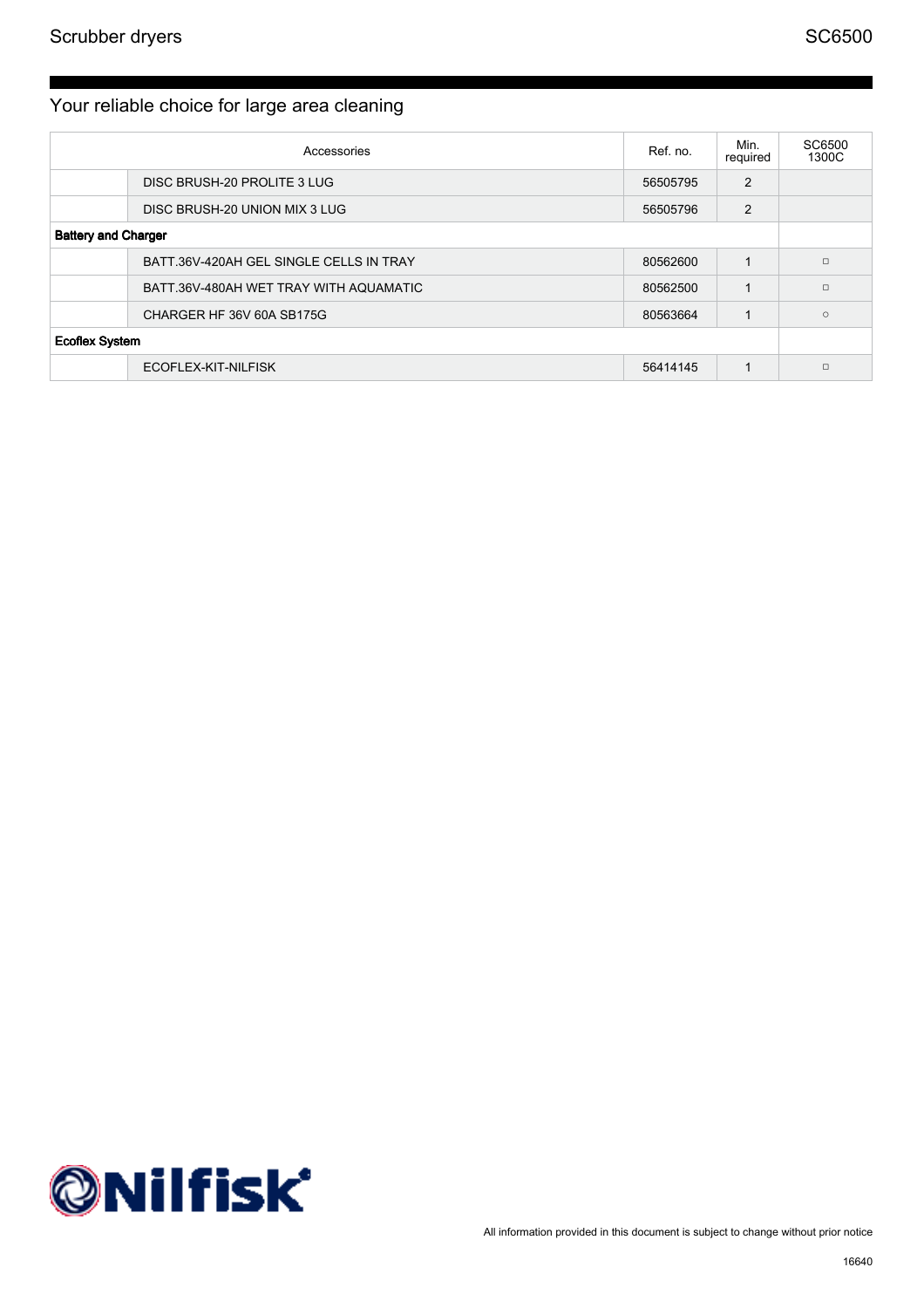## Your reliable choice for large area cleaning

| | Accessories | Ref. no. | Min. required | SC6500 1300C |
|---|---|---|---|---|
| | DISC BRUSH-20 PROLITE 3 LUG | 56505795 | 2 | |
| | DISC BRUSH-20 UNION MIX 3 LUG | 56505796 | 2 | |
| **Battery and Charger** | | | | |
| | BATT.36V-420AH GEL SINGLE CELLS IN TRAY | 80562600 | 1 | □ |
| | BATT.36V-480AH WET TRAY WITH AQUAMATIC | 80562500 | 1 | □ |
| | CHARGER HF 36V 60A SB175G | 80563664 | 1 | ○ |
| **Ecoflex System** | | | | |
| | ECOFLEX-KIT-NILFISK | 56414145 | 1 | □ |

All information provided in this document is subject to change without prior notice

16640